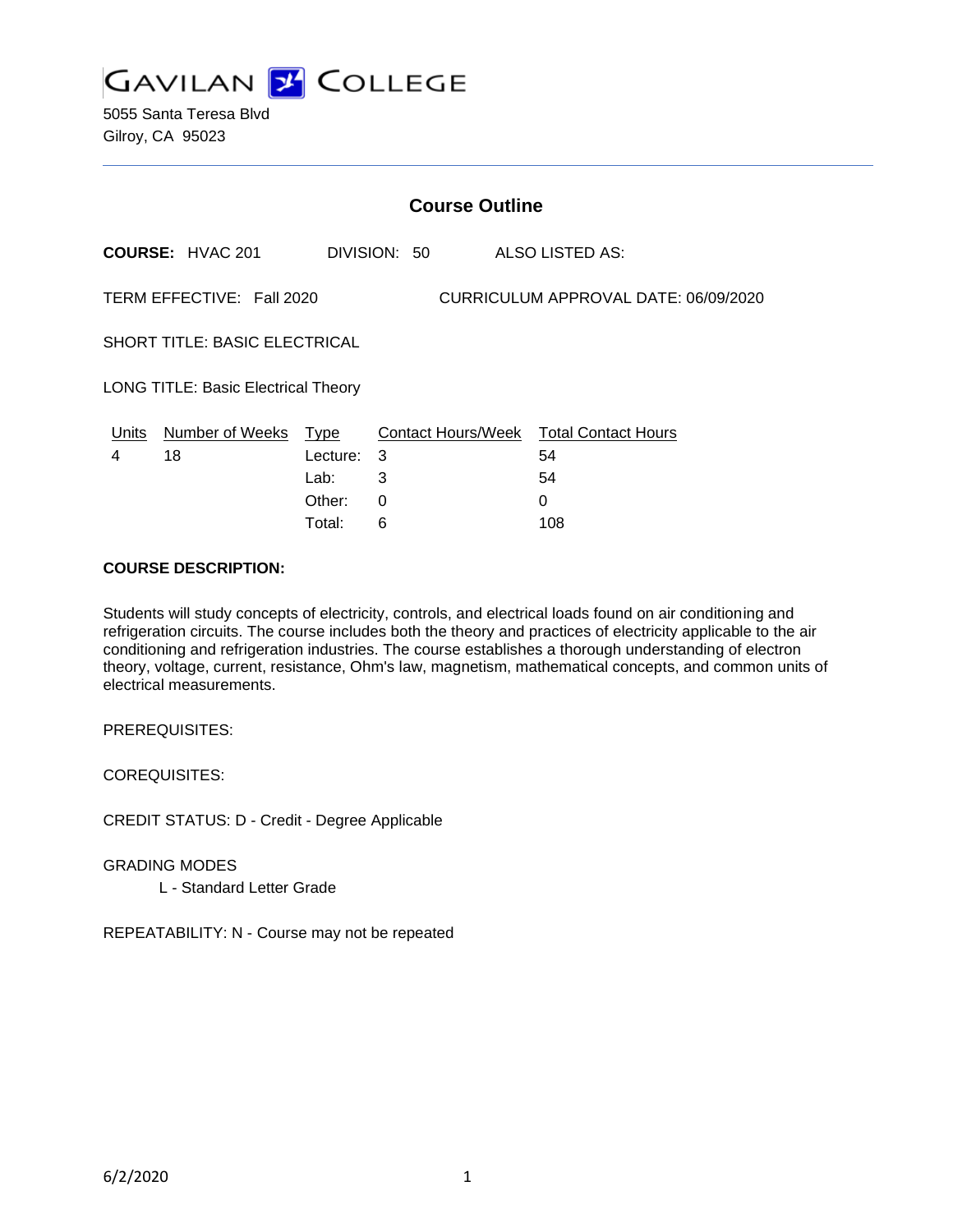# GAVILAN COLLEGE

5055 Santa Teresa Blvd
Gilroy, CA 95023

---

## Course Outline

**COURSE:** HVAC 201 DIVISION: 50 ALSO LISTED AS:

TERM EFFECTIVE: Fall 2020 CURRICULUM APPROVAL DATE: 06/09/2020

SHORT TITLE: BASIC ELECTRICAL

LONG TITLE: Basic Electrical Theory

| Units | Number of Weeks | Type | Contact Hours/Week | Total Contact Hours |
|---|---|---|---|---|
| 4 | 18 | Lecture: | 3 | 54 |
| | | Lab: | 3 | 54 |
| | | Other: | 0 | 0 |
| | | Total: | 6 | 108 |

**COURSE DESCRIPTION:**

Students will study concepts of electricity, controls, and electrical loads found on air conditioning and refrigeration circuits. The course includes both the theory and practices of electricity applicable to the air conditioning and refrigeration industries. The course establishes a thorough understanding of electron theory, voltage, current, resistance, Ohm's law, magnetism, mathematical concepts, and common units of electrical measurements.

PREREQUISITES:

COREQUISITES:

CREDIT STATUS: D - Credit - Degree Applicable

GRADING MODES

L - Standard Letter Grade

REPEATABILITY: N - Course may not be repeated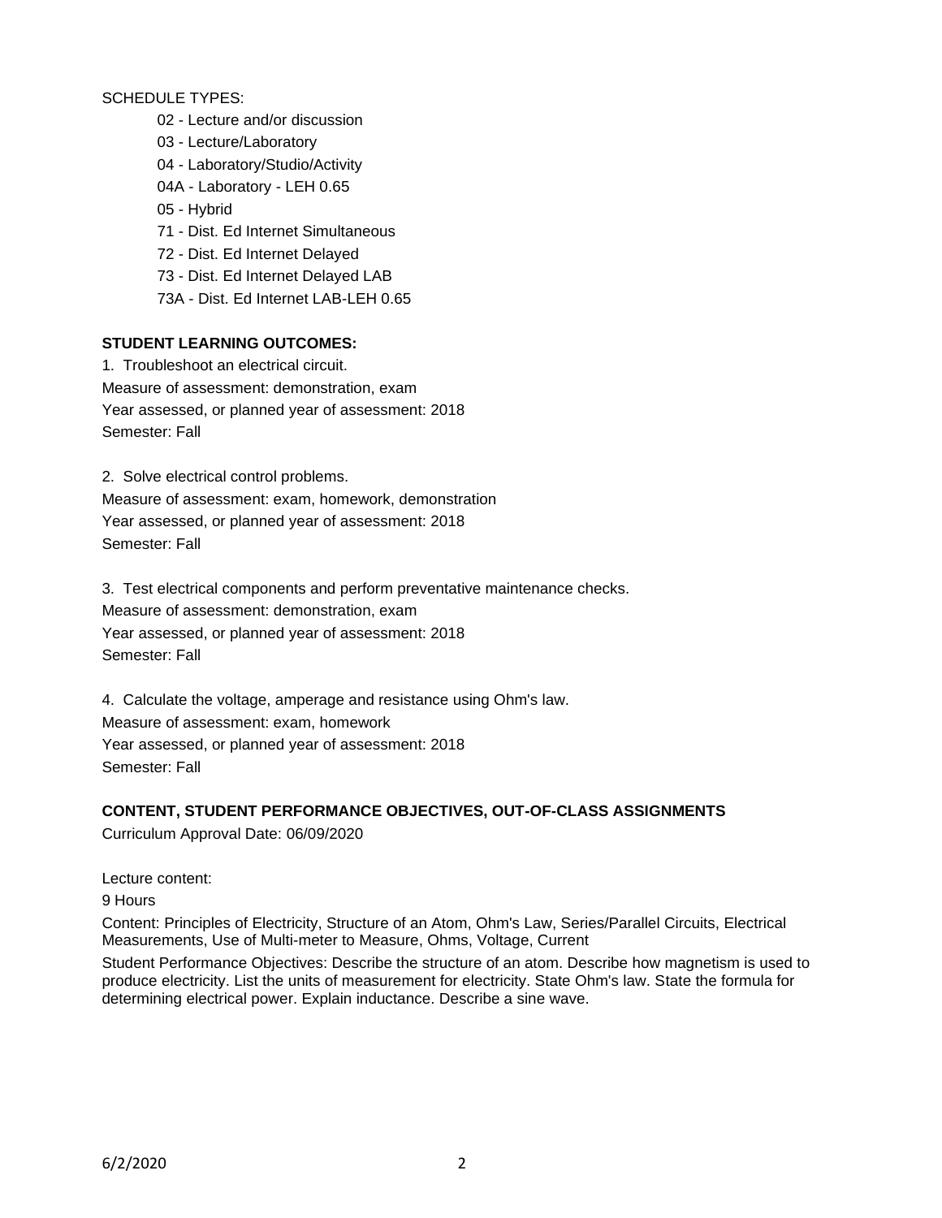SCHEDULE TYPES:

- 02 - Lecture and/or discussion
- 03 - Lecture/Laboratory
- 04 - Laboratory/Studio/Activity
- 04A - Laboratory - LEH 0.65
- 05 - Hybrid
- 71 - Dist. Ed Internet Simultaneous
- 72 - Dist. Ed Internet Delayed
- 73 - Dist. Ed Internet Delayed LAB
- 73A - Dist. Ed Internet LAB-LEH 0.65

**STUDENT LEARNING OUTCOMES:**

1. Troubleshoot an electrical circuit.
Measure of assessment: demonstration, exam
Year assessed, or planned year of assessment: 2018
Semester: Fall

2. Solve electrical control problems.
Measure of assessment: exam, homework, demonstration
Year assessed, or planned year of assessment: 2018
Semester: Fall

3. Test electrical components and perform preventative maintenance checks.
Measure of assessment: demonstration, exam
Year assessed, or planned year of assessment: 2018
Semester: Fall

4. Calculate the voltage, amperage and resistance using Ohm's law.
Measure of assessment: exam, homework
Year assessed, or planned year of assessment: 2018
Semester: Fall

**CONTENT, STUDENT PERFORMANCE OBJECTIVES, OUT-OF-CLASS ASSIGNMENTS**

Curriculum Approval Date: 06/09/2020

Lecture content:

9 Hours

Content: Principles of Electricity, Structure of an Atom, Ohm's Law, Series/Parallel Circuits, Electrical Measurements, Use of Multi-meter to Measure, Ohms, Voltage, Current

Student Performance Objectives: Describe the structure of an atom. Describe how magnetism is used to produce electricity. List the units of measurement for electricity. State Ohm's law. State the formula for determining electrical power. Explain inductance. Describe a sine wave.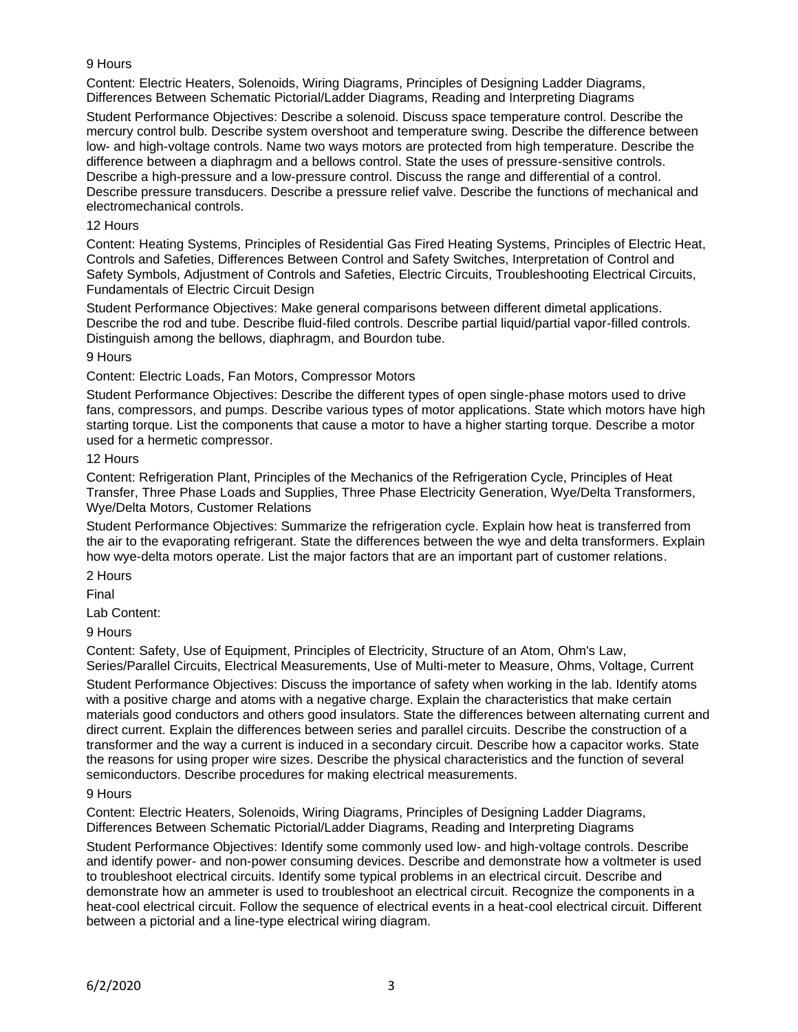9 Hours

Content: Electric Heaters, Solenoids, Wiring Diagrams, Principles of Designing Ladder Diagrams, Differences Between Schematic Pictorial/Ladder Diagrams, Reading and Interpreting Diagrams

Student Performance Objectives: Describe a solenoid. Discuss space temperature control. Describe the mercury control bulb. Describe system overshoot and temperature swing. Describe the difference between low- and high-voltage controls. Name two ways motors are protected from high temperature. Describe the difference between a diaphragm and a bellows control. State the uses of pressure-sensitive controls. Describe a high-pressure and a low-pressure control. Discuss the range and differential of a control. Describe pressure transducers. Describe a pressure relief valve. Describe the functions of mechanical and electromechanical controls.

12 Hours

Content: Heating Systems, Principles of Residential Gas Fired Heating Systems, Principles of Electric Heat, Controls and Safeties, Differences Between Control and Safety Switches, Interpretation of Control and Safety Symbols, Adjustment of Controls and Safeties, Electric Circuits, Troubleshooting Electrical Circuits, Fundamentals of Electric Circuit Design

Student Performance Objectives: Make general comparisons between different dimetal applications. Describe the rod and tube. Describe fluid-filed controls. Describe partial liquid/partial vapor-filled controls. Distinguish among the bellows, diaphragm, and Bourdon tube.

9 Hours

Content: Electric Loads, Fan Motors, Compressor Motors

Student Performance Objectives: Describe the different types of open single-phase motors used to drive fans, compressors, and pumps. Describe various types of motor applications. State which motors have high starting torque. List the components that cause a motor to have a higher starting torque. Describe a motor used for a hermetic compressor.

12 Hours

Content: Refrigeration Plant, Principles of the Mechanics of the Refrigeration Cycle, Principles of Heat Transfer, Three Phase Loads and Supplies, Three Phase Electricity Generation, Wye/Delta Transformers, Wye/Delta Motors, Customer Relations

Student Performance Objectives: Summarize the refrigeration cycle. Explain how heat is transferred from the air to the evaporating refrigerant. State the differences between the wye and delta transformers. Explain how wye-delta motors operate. List the major factors that are an important part of customer relations.

2 Hours

Final

Lab Content:

9 Hours

Content: Safety, Use of Equipment, Principles of Electricity, Structure of an Atom, Ohm's Law, Series/Parallel Circuits, Electrical Measurements, Use of Multi-meter to Measure, Ohms, Voltage, Current

Student Performance Objectives: Discuss the importance of safety when working in the lab. Identify atoms with a positive charge and atoms with a negative charge. Explain the characteristics that make certain materials good conductors and others good insulators. State the differences between alternating current and direct current. Explain the differences between series and parallel circuits. Describe the construction of a transformer and the way a current is induced in a secondary circuit. Describe how a capacitor works. State the reasons for using proper wire sizes. Describe the physical characteristics and the function of several semiconductors. Describe procedures for making electrical measurements.

9 Hours

Content: Electric Heaters, Solenoids, Wiring Diagrams, Principles of Designing Ladder Diagrams, Differences Between Schematic Pictorial/Ladder Diagrams, Reading and Interpreting Diagrams

Student Performance Objectives: Identify some commonly used low- and high-voltage controls. Describe and identify power- and non-power consuming devices. Describe and demonstrate how a voltmeter is used to troubleshoot electrical circuits. Identify some typical problems in an electrical circuit. Describe and demonstrate how an ammeter is used to troubleshoot an electrical circuit. Recognize the components in a heat-cool electrical circuit. Follow the sequence of electrical events in a heat-cool electrical circuit. Different between a pictorial and a line-type electrical wiring diagram.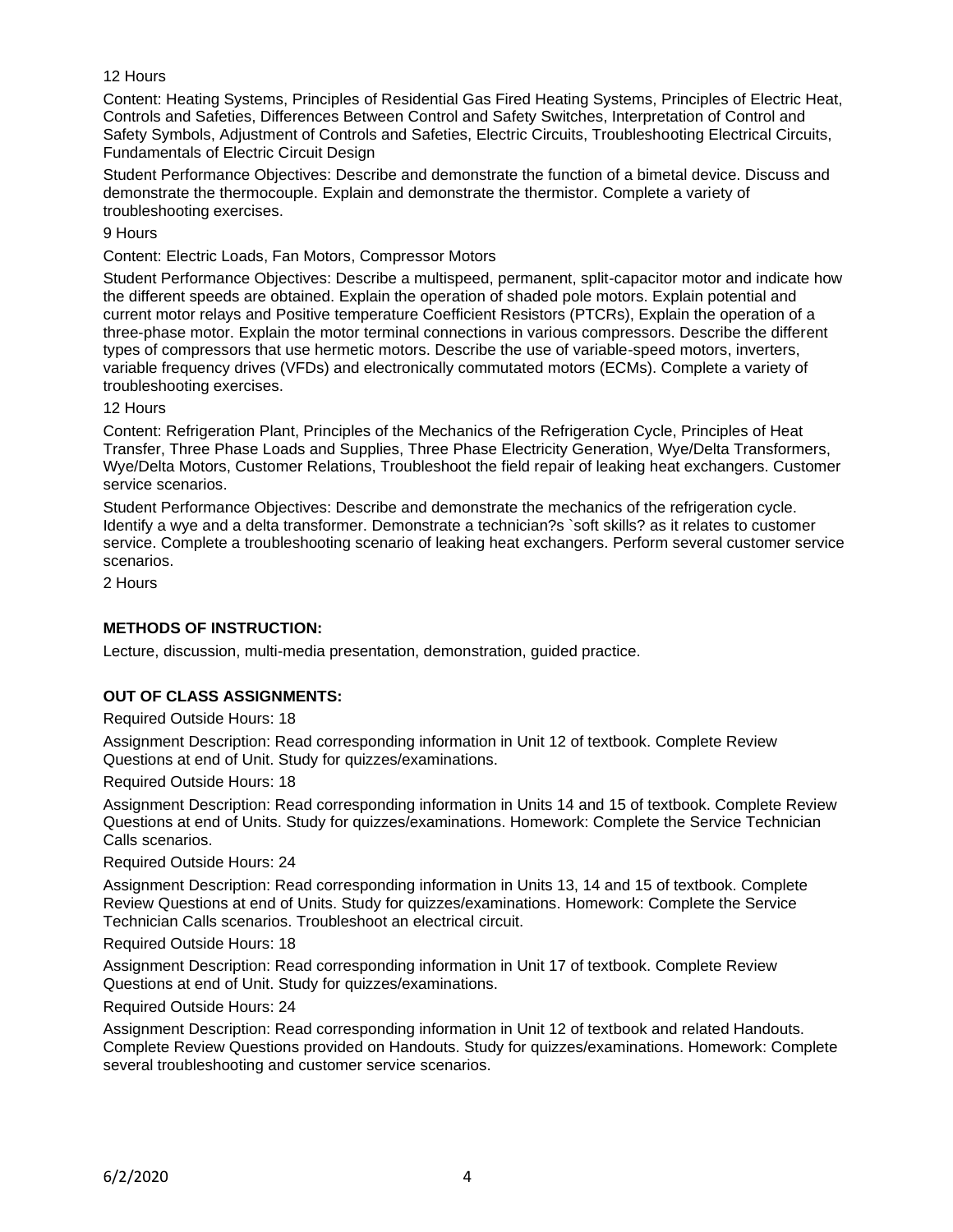12 Hours

Content: Heating Systems, Principles of Residential Gas Fired Heating Systems, Principles of Electric Heat, Controls and Safeties, Differences Between Control and Safety Switches, Interpretation of Control and Safety Symbols, Adjustment of Controls and Safeties, Electric Circuits, Troubleshooting Electrical Circuits, Fundamentals of Electric Circuit Design

Student Performance Objectives: Describe and demonstrate the function of a bimetal device. Discuss and demonstrate the thermocouple. Explain and demonstrate the thermistor. Complete a variety of troubleshooting exercises.

9 Hours

Content: Electric Loads, Fan Motors, Compressor Motors

Student Performance Objectives: Describe a multispeed, permanent, split-capacitor motor and indicate how the different speeds are obtained. Explain the operation of shaded pole motors. Explain potential and current motor relays and Positive temperature Coefficient Resistors (PTCRs), Explain the operation of a three-phase motor. Explain the motor terminal connections in various compressors. Describe the different types of compressors that use hermetic motors. Describe the use of variable-speed motors, inverters, variable frequency drives (VFDs) and electronically commutated motors (ECMs). Complete a variety of troubleshooting exercises.

12 Hours

Content: Refrigeration Plant, Principles of the Mechanics of the Refrigeration Cycle, Principles of Heat Transfer, Three Phase Loads and Supplies, Three Phase Electricity Generation, Wye/Delta Transformers, Wye/Delta Motors, Customer Relations, Troubleshoot the field repair of leaking heat exchangers. Customer service scenarios.

Student Performance Objectives: Describe and demonstrate the mechanics of the refrigeration cycle. Identify a wye and a delta transformer. Demonstrate a technician?s `soft skills? as it relates to customer service. Complete a troubleshooting scenario of leaking heat exchangers. Perform several customer service scenarios.

2 Hours

**METHODS OF INSTRUCTION:**

Lecture, discussion, multi-media presentation, demonstration, guided practice.

**OUT OF CLASS ASSIGNMENTS:**

Required Outside Hours: 18

Assignment Description: Read corresponding information in Unit 12 of textbook. Complete Review Questions at end of Unit. Study for quizzes/examinations.

Required Outside Hours: 18

Assignment Description: Read corresponding information in Units 14 and 15 of textbook. Complete Review Questions at end of Units. Study for quizzes/examinations. Homework: Complete the Service Technician Calls scenarios.

Required Outside Hours: 24

Assignment Description: Read corresponding information in Units 13, 14 and 15 of textbook. Complete Review Questions at end of Units. Study for quizzes/examinations. Homework: Complete the Service Technician Calls scenarios. Troubleshoot an electrical circuit.

Required Outside Hours: 18

Assignment Description: Read corresponding information in Unit 17 of textbook. Complete Review Questions at end of Unit. Study for quizzes/examinations.

Required Outside Hours: 24

Assignment Description: Read corresponding information in Unit 12 of textbook and related Handouts. Complete Review Questions provided on Handouts. Study for quizzes/examinations. Homework: Complete several troubleshooting and customer service scenarios.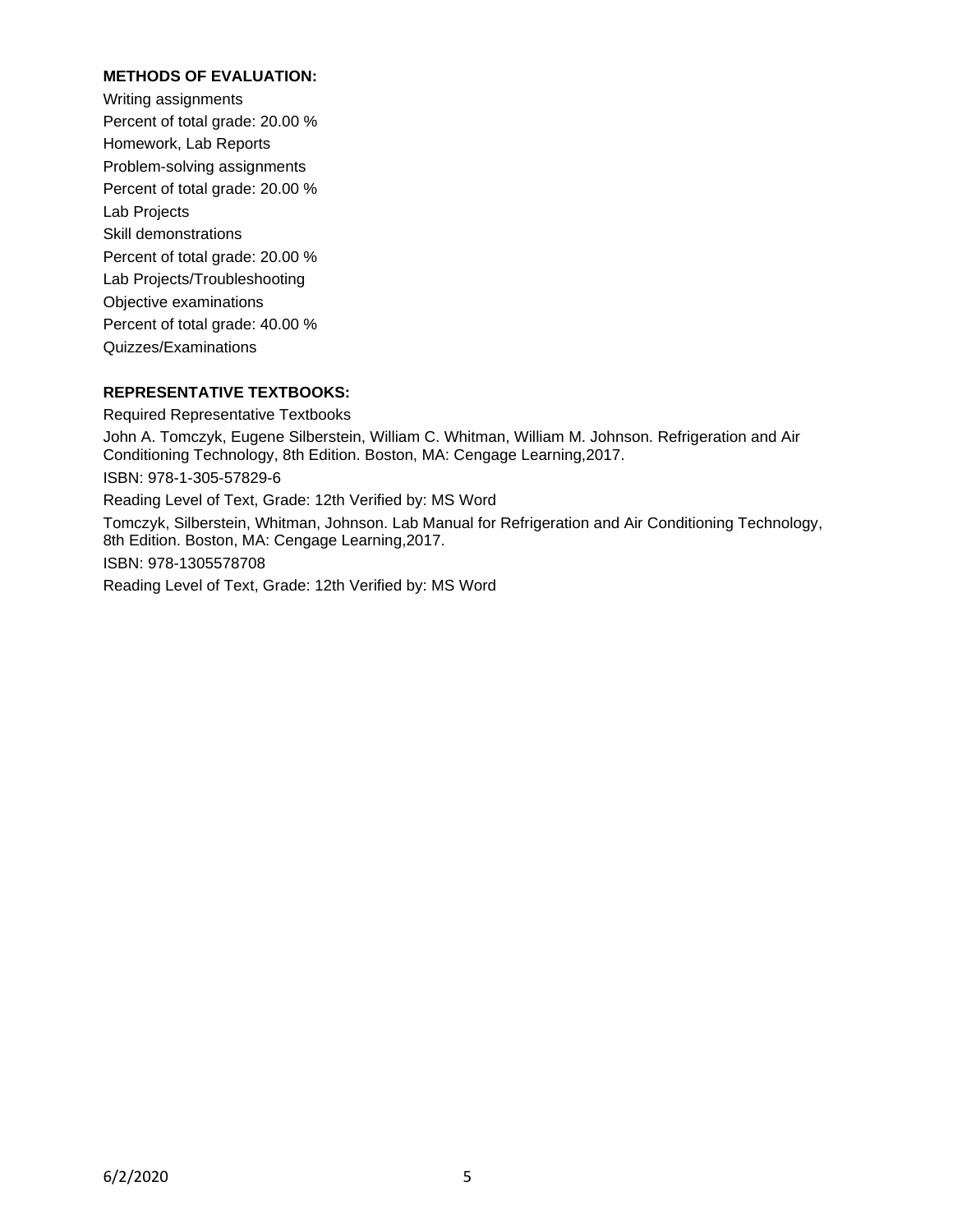**METHODS OF EVALUATION:**

Writing assignments
Percent of total grade: 20.00 %
Homework, Lab Reports
Problem-solving assignments
Percent of total grade: 20.00 %
Lab Projects
Skill demonstrations
Percent of total grade: 20.00 %
Lab Projects/Troubleshooting
Objective examinations
Percent of total grade: 40.00 %
Quizzes/Examinations

**REPRESENTATIVE TEXTBOOKS:**

Required Representative Textbooks

John A. Tomczyk, Eugene Silberstein, William C. Whitman, William M. Johnson. Refrigeration and Air Conditioning Technology, 8th Edition. Boston, MA: Cengage Learning,2017.

ISBN: 978-1-305-57829-6

Reading Level of Text, Grade: 12th Verified by: MS Word

Tomczyk, Silberstein, Whitman, Johnson. Lab Manual for Refrigeration and Air Conditioning Technology, 8th Edition. Boston, MA: Cengage Learning,2017.

ISBN: 978-1305578708

Reading Level of Text, Grade: 12th Verified by: MS Word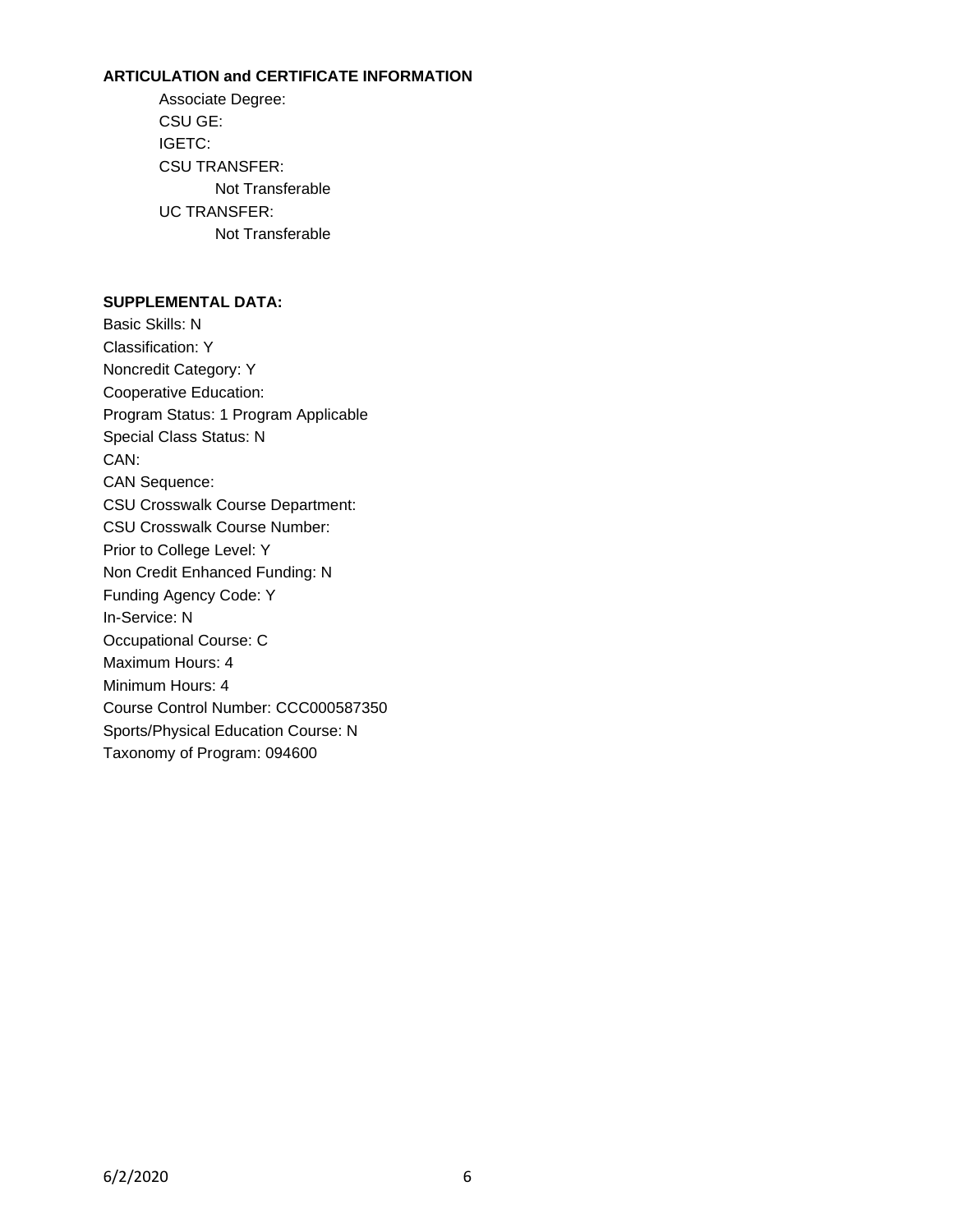**ARTICULATION and CERTIFICATE INFORMATION**

Associate Degree:
CSU GE:
IGETC:
CSU TRANSFER:
Not Transferable
UC TRANSFER:
Not Transferable

**SUPPLEMENTAL DATA:**

Basic Skills: N
Classification: Y
Noncredit Category: Y
Cooperative Education:
Program Status: 1 Program Applicable
Special Class Status: N
CAN:
CAN Sequence:
CSU Crosswalk Course Department:
CSU Crosswalk Course Number:
Prior to College Level: Y
Non Credit Enhanced Funding: N
Funding Agency Code: Y
In-Service: N
Occupational Course: C
Maximum Hours: 4
Minimum Hours: 4
Course Control Number: CCC000587350
Sports/Physical Education Course: N
Taxonomy of Program: 094600

6/2/2020